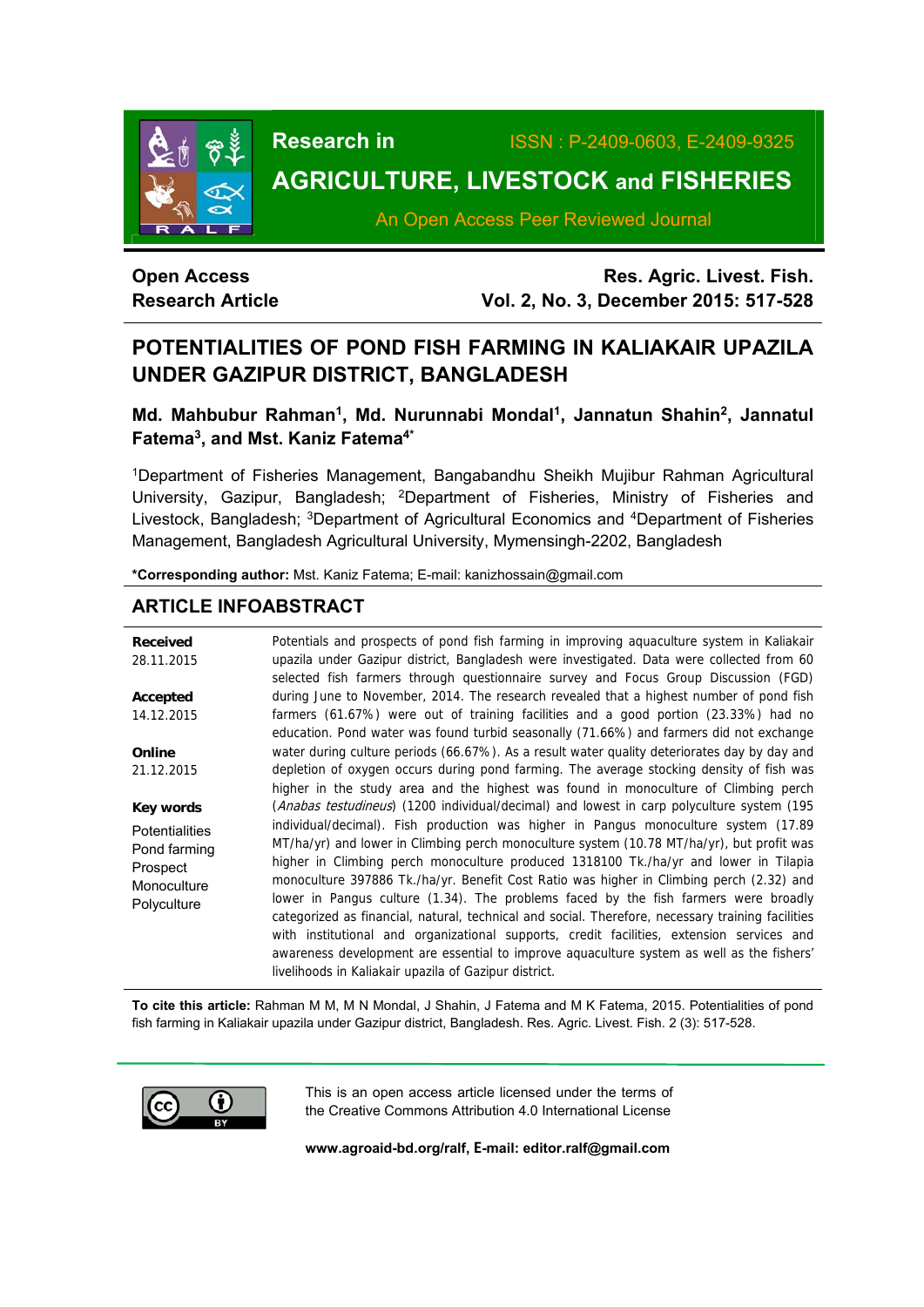Research in **AGRICULTURE, LIVESTOCK and FISHERIES**

ISSN : P-2409-0603, E-2409-9325

An Open Access Peer Reviewed Journal

**Open Access**
**Research Article**

**Res. Agric. Livest. Fish.**
**Vol. 2, No. 3, December 2015: 517-528**

# POTENTIALITIES OF POND FISH FARMING IN KALIAKAIR UPAZILA UNDER GAZIPUR DISTRICT, BANGLADESH

**Md. Mahbubur Rahman[1], Md. Nurunnabi Mondal[1], Jannatun Shahin[2], Jannatul Fatema[3], and Mst. Kaniz Fatema[4*]**

[1]Department of Fisheries Management, Bangabandhu Sheikh Mujibur Rahman Agricultural University, Gazipur, Bangladesh; [2]Department of Fisheries, Ministry of Fisheries and Livestock, Bangladesh; [3]Department of Agricultural Economics and [4]Department of Fisheries Management, Bangladesh Agricultural University, Mymensingh-2202, Bangladesh

**\*Corresponding author:** Mst. Kaniz Fatema; E-mail: kanizhossain@gmail.com

## ARTICLE INFO

**Received**
28.11.2015

**Accepted**
14.12.2015

**Online**
21.12.2015

**Key words**
Potentialities
Pond farming
Prospect
Monoculture
Polyculture

## ABSTRACT

Potentials and prospects of pond fish farming in improving aquaculture system in Kaliakair upazila under Gazipur district, Bangladesh were investigated. Data were collected from 60 selected fish farmers through questionnaire survey and Focus Group Discussion (FGD) during June to November, 2014. The research revealed that a highest number of pond fish farmers (61.67%) were out of training facilities and a good portion (23.33%) had no education. Pond water was found turbid seasonally (71.66%) and farmers did not exchange water during culture periods (66.67%). As a result water quality deteriorates day by day and depletion of oxygen occurs during pond farming. The average stocking density of fish was higher in the study area and the highest was found in monoculture of Climbing perch (*Anabas testudineus*) (1200 individual/decimal) and lowest in carp polyculture system (195 individual/decimal). Fish production was higher in Pangus monoculture system (17.89 MT/ha/yr) and lower in Climbing perch monoculture system (10.78 MT/ha/yr), but profit was higher in Climbing perch monoculture produced 1318100 Tk./ha/yr and lower in Tilapia monoculture 397886 Tk./ha/yr. Benefit Cost Ratio was higher in Climbing perch (2.32) and lower in Pangus culture (1.34). The problems faced by the fish farmers were broadly categorized as financial, natural, technical and social. Therefore, necessary training facilities with institutional and organizational supports, credit facilities, extension services and awareness development are essential to improve aquaculture system as well as the fishers' livelihoods in Kaliakair upazila of Gazipur district.

**To cite this article:** Rahman M M, M N Mondal, J Shahin, J Fatema and M K Fatema, 2015. Potentialities of pond fish farming in Kaliakair upazila under Gazipur district, Bangladesh. Res. Agric. Livest. Fish. 2 (3): 517-528.

This is an open access article licensed under the terms of the Creative Commons Attribution 4.0 International License

**www.agroaid-bd.org/ralf, E-mail: editor.ralf@gmail.com**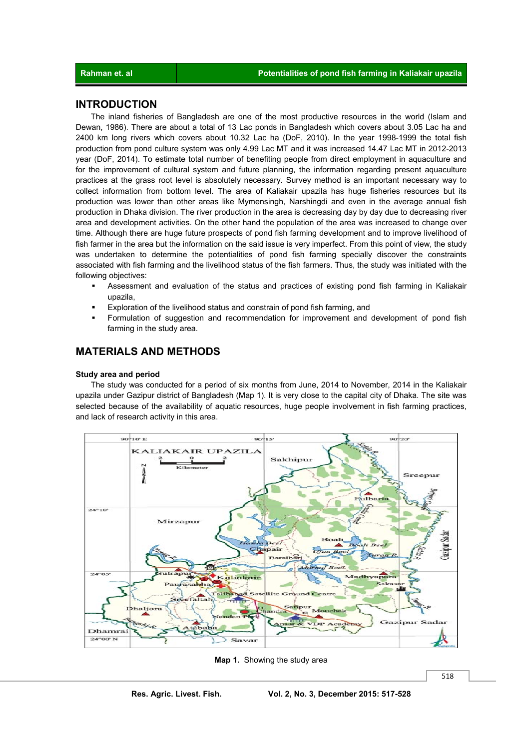## INTRODUCTION

The inland fisheries of Bangladesh are one of the most productive resources in the world (Islam and Dewan, 1986). There are about a total of 13 Lac ponds in Bangladesh which covers about 3.05 Lac ha and 2400 km long rivers which covers about 10.32 Lac ha (DoF, 2010). In the year 1998-1999 the total fish production from pond culture system was only 4.99 Lac MT and it was increased 14.47 Lac MT in 2012-2013 year (DoF, 2014). To estimate total number of benefiting people from direct employment in aquaculture and for the improvement of cultural system and future planning, the information regarding present aquaculture practices at the grass root level is absolutely necessary. Survey method is an important necessary way to collect information from bottom level. The area of Kaliakair upazila has huge fisheries resources but its production was lower than other areas like Mymensingh, Narshingdi and even in the average annual fish production in Dhaka division. The river production in the area is decreasing day by day due to decreasing river area and development activities. On the other hand the population of the area was increased to change over time. Although there are huge future prospects of pond fish farming development and to improve livelihood of fish farmer in the area but the information on the said issue is very imperfect. From this point of view, the study was undertaken to determine the potentialities of pond fish farming specially discover the constraints associated with fish farming and the livelihood status of the fish farmers. Thus, the study was initiated with the following objectives:

- Assessment and evaluation of the status and practices of existing pond fish farming in Kaliakair upazila,
- Exploration of the livelihood status and constrain of pond fish farming, and
- Formulation of suggestion and recommendation for improvement and development of pond fish farming in the study area.

## MATERIALS AND METHODS

### Study area and period

The study was conducted for a period of six months from June, 2014 to November, 2014 in the Kaliakair upazila under Gazipur district of Bangladesh (Map 1). It is very close to the capital city of Dhaka. The site was selected because of the availability of aquatic resources, huge people involvement in fish farming practices, and lack of research activity in this area.

**Map 1.** Showing the study area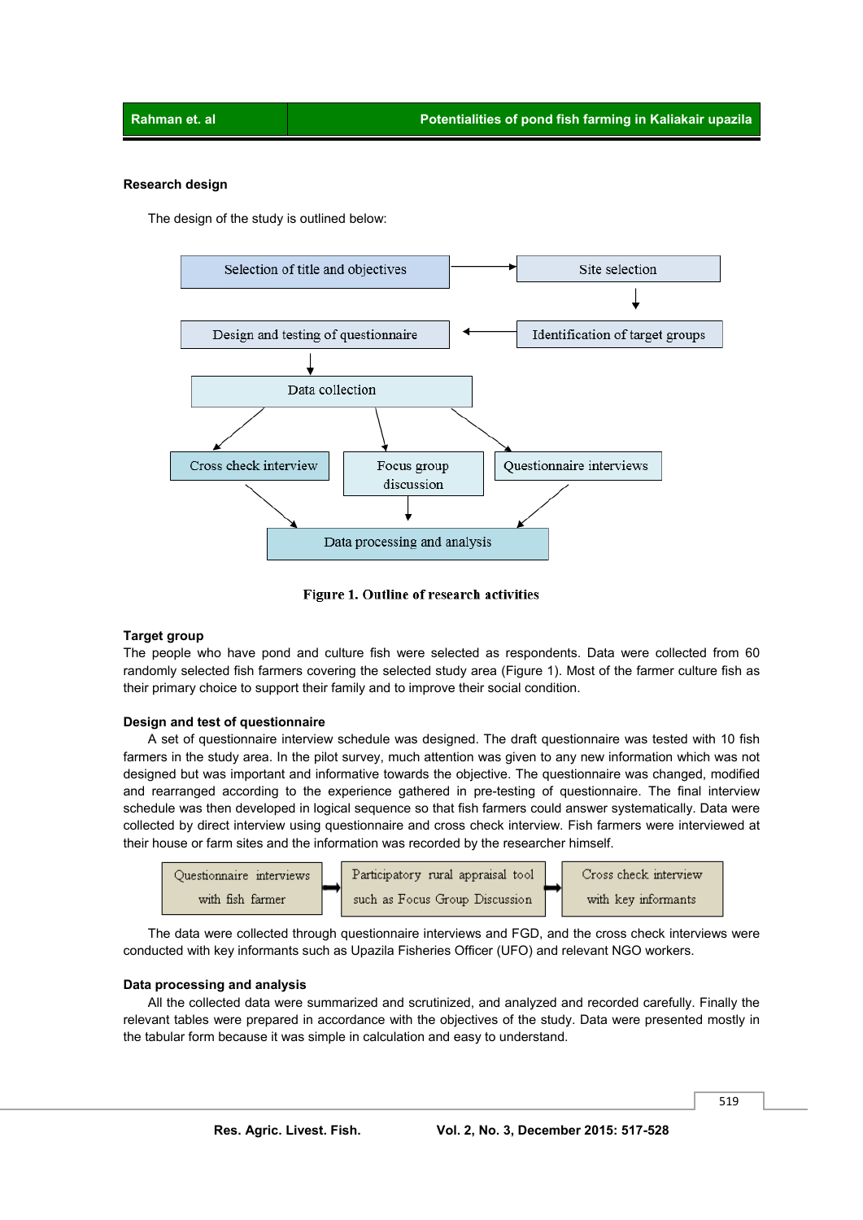**Research design**

The design of the study is outlined below:

Selection of title and objectives → Site selection → Identification of target groups → Design and testing of questionnaire → Data collection → Cross check interview / Focus group discussion / Questionnaire interviews → Data processing and analysis

**Figure 1. Outline of research activities**

**Target group**

The people who have pond and culture fish were selected as respondents. Data were collected from 60 randomly selected fish farmers covering the selected study area (Figure 1). Most of the farmer culture fish as their primary choice to support their family and to improve their social condition.

**Design and test of questionnaire**

A set of questionnaire interview schedule was designed. The draft questionnaire was tested with 10 fish farmers in the study area. In the pilot survey, much attention was given to any new information which was not designed but was important and informative towards the objective. The questionnaire was changed, modified and rearranged according to the experience gathered in pre-testing of questionnaire. The final interview schedule was then developed in logical sequence so that fish farmers could answer systematically. Data were collected by direct interview using questionnaire and cross check interview. Fish farmers were interviewed at their house or farm sites and the information was recorded by the researcher himself.

Questionnaire interviews with fish farmer → Participatory rural appraisal tool such as Focus Group Discussion → Cross check interview with key informants

The data were collected through questionnaire interviews and FGD, and the cross check interviews were conducted with key informants such as Upazila Fisheries Officer (UFO) and relevant NGO workers.

**Data processing and analysis**

All the collected data were summarized and scrutinized, and analyzed and recorded carefully. Finally the relevant tables were prepared in accordance with the objectives of the study. Data were presented mostly in the tabular form because it was simple in calculation and easy to understand.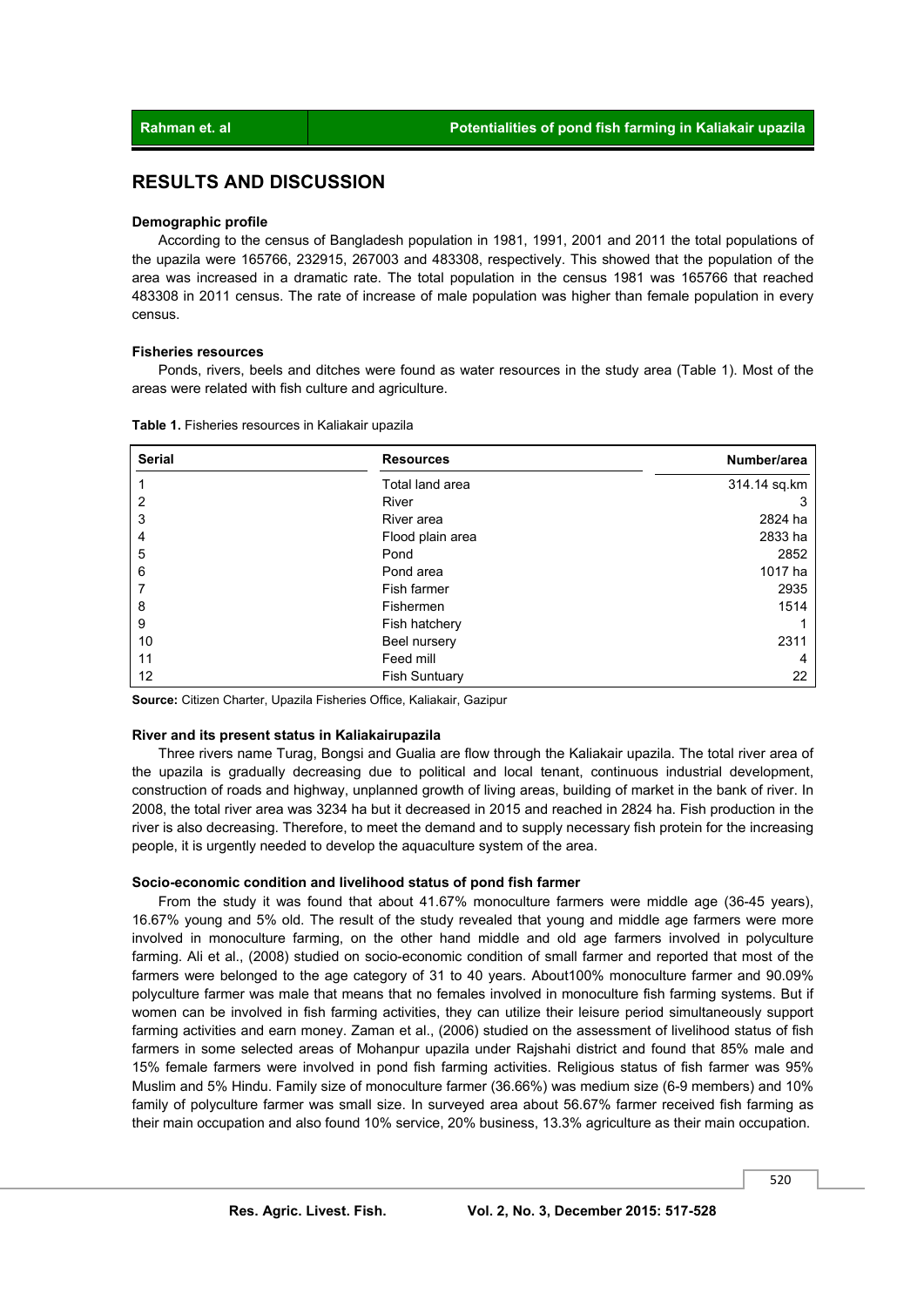## RESULTS AND DISCUSSION

### Demographic profile

According to the census of Bangladesh population in 1981, 1991, 2001 and 2011 the total populations of the upazila were 165766, 232915, 267003 and 483308, respectively. This showed that the population of the area was increased in a dramatic rate. The total population in the census 1981 was 165766 that reached 483308 in 2011 census. The rate of increase of male population was higher than female population in every census.

### Fisheries resources

Ponds, rivers, beels and ditches were found as water resources in the study area (Table 1). Most of the areas were related with fish culture and agriculture.

**Table 1.** Fisheries resources in Kaliakair upazila

| Serial | Resources | Number/area |
|---|---|---|
| 1 | Total land area | 314.14 sq.km |
| 2 | River | 3 |
| 3 | River area | 2824 ha |
| 4 | Flood plain area | 2833 ha |
| 5 | Pond | 2852 |
| 6 | Pond area | 1017 ha |
| 7 | Fish farmer | 2935 |
| 8 | Fishermen | 1514 |
| 9 | Fish hatchery | 1 |
| 10 | Beel nursery | 2311 |
| 11 | Feed mill | 4 |
| 12 | Fish Suntuary | 22 |

**Source:** Citizen Charter, Upazila Fisheries Office, Kaliakair, Gazipur

### River and its present status in Kaliakairupazila

Three rivers name Turag, Bongsi and Gualia are flow through the Kaliakair upazila. The total river area of the upazila is gradually decreasing due to political and local tenant, continuous industrial development, construction of roads and highway, unplanned growth of living areas, building of market in the bank of river. In 2008, the total river area was 3234 ha but it decreased in 2015 and reached in 2824 ha. Fish production in the river is also decreasing. Therefore, to meet the demand and to supply necessary fish protein for the increasing people, it is urgently needed to develop the aquaculture system of the area.

### Socio-economic condition and livelihood status of pond fish farmer

From the study it was found that about 41.67% monoculture farmers were middle age (36-45 years), 16.67% young and 5% old. The result of the study revealed that young and middle age farmers were more involved in monoculture farming, on the other hand middle and old age farmers involved in polyculture farming. Ali et al., (2008) studied on socio-economic condition of small farmer and reported that most of the farmers were belonged to the age category of 31 to 40 years. About100% monoculture farmer and 90.09% polyculture farmer was male that means that no females involved in monoculture fish farming systems. But if women can be involved in fish farming activities, they can utilize their leisure period simultaneously support farming activities and earn money. Zaman et al., (2006) studied on the assessment of livelihood status of fish farmers in some selected areas of Mohanpur upazila under Rajshahi district and found that 85% male and 15% female farmers were involved in pond fish farming activities. Religious status of fish farmer was 95% Muslim and 5% Hindu. Family size of monoculture farmer (36.66%) was medium size (6-9 members) and 10% family of polyculture farmer was small size. In surveyed area about 56.67% farmer received fish farming as their main occupation and also found 10% service, 20% business, 13.3% agriculture as their main occupation.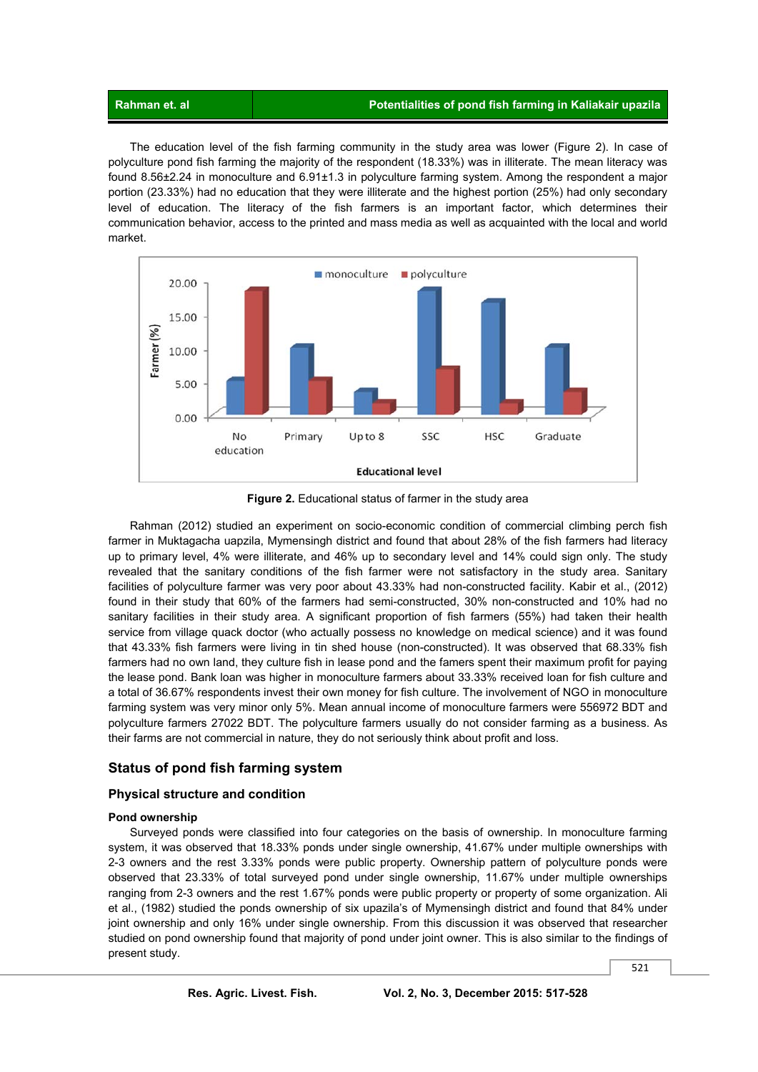The education level of the fish farming community in the study area was lower (Figure 2). In case of polyculture pond fish farming the majority of the respondent (18.33%) was in illiterate. The mean literacy was found 8.56±2.24 in monoculture and 6.91±1.3 in polyculture farming system. Among the respondent a major portion (23.33%) had no education that they were illiterate and the highest portion (25%) had only secondary level of education. The literacy of the fish farmers is an important factor, which determines their communication behavior, access to the printed and mass media as well as acquainted with the local and world market.

**Figure 2.** Educational status of farmer in the study area

Rahman (2012) studied an experiment on socio-economic condition of commercial climbing perch fish farmer in Muktagacha uapzila, Mymensingh district and found that about 28% of the fish farmers had literacy up to primary level, 4% were illiterate, and 46% up to secondary level and 14% could sign only. The study revealed that the sanitary conditions of the fish farmer were not satisfactory in the study area. Sanitary facilities of polyculture farmer was very poor about 43.33% had non-constructed facility. Kabir et al., (2012) found in their study that 60% of the farmers had semi-constructed, 30% non-constructed and 10% had no sanitary facilities in their study area. A significant proportion of fish farmers (55%) had taken their health service from village quack doctor (who actually possess no knowledge on medical science) and it was found that 43.33% fish farmers were living in tin shed house (non-constructed). It was observed that 68.33% fish farmers had no own land, they culture fish in lease pond and the famers spent their maximum profit for paying the lease pond. Bank loan was higher in monoculture farmers about 33.33% received loan for fish culture and a total of 36.67% respondents invest their own money for fish culture. The involvement of NGO in monoculture farming system was very minor only 5%. Mean annual income of monoculture farmers were 556972 BDT and polyculture farmers 27022 BDT. The polyculture farmers usually do not consider farming as a business. As their farms are not commercial in nature, they do not seriously think about profit and loss.

## Status of pond fish farming system

### Physical structure and condition

#### Pond ownership

Surveyed ponds were classified into four categories on the basis of ownership. In monoculture farming system, it was observed that 18.33% ponds under single ownership, 41.67% under multiple ownerships with 2-3 owners and the rest 3.33% ponds were public property. Ownership pattern of polyculture ponds were observed that 23.33% of total surveyed pond under single ownership, 11.67% under multiple ownerships ranging from 2-3 owners and the rest 1.67% ponds were public property or property of some organization. Ali et al., (1982) studied the ponds ownership of six upazila's of Mymensingh district and found that 84% under joint ownership and only 16% under single ownership. From this discussion it was observed that researcher studied on pond ownership found that majority of pond under joint owner. This is also similar to the findings of present study.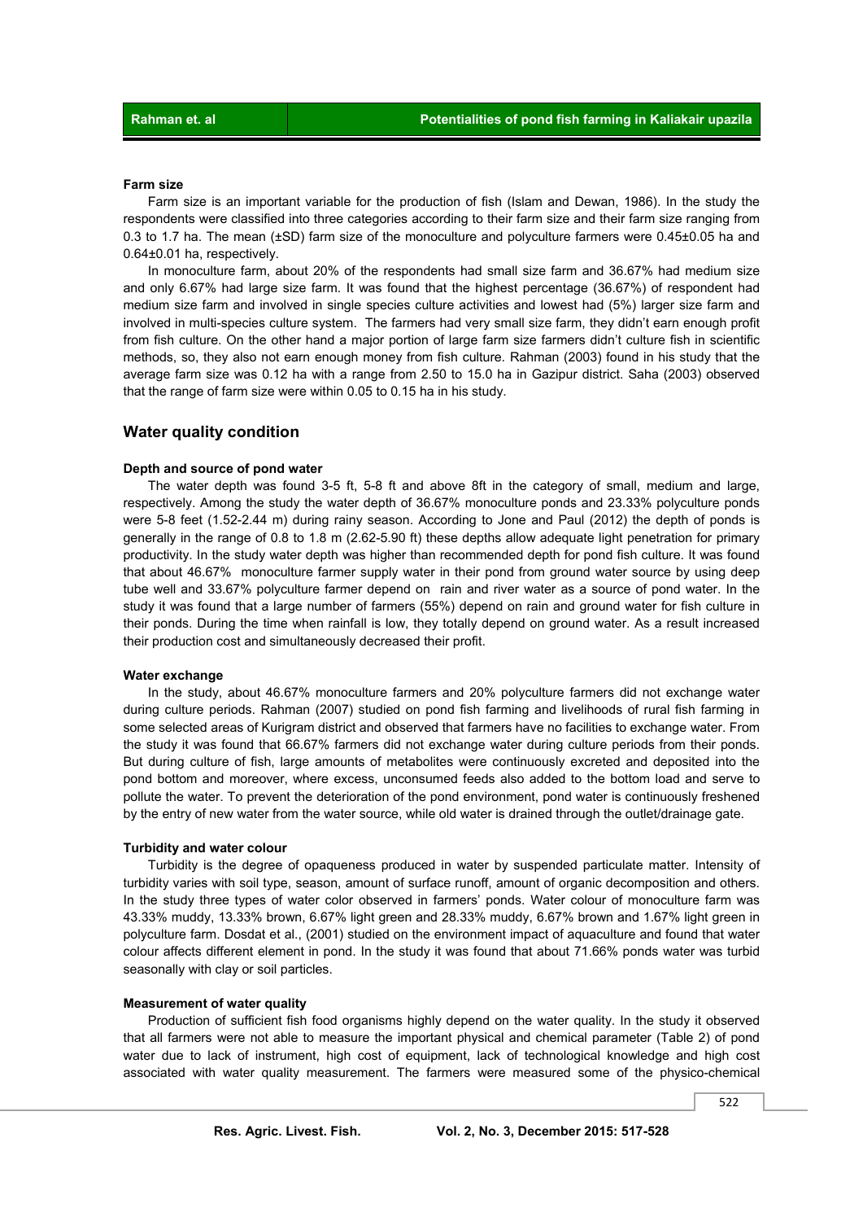### Farm size

Farm size is an important variable for the production of fish (Islam and Dewan, 1986). In the study the respondents were classified into three categories according to their farm size and their farm size ranging from 0.3 to 1.7 ha. The mean (±SD) farm size of the monoculture and polyculture farmers were 0.45±0.05 ha and 0.64±0.01 ha, respectively.

In monoculture farm, about 20% of the respondents had small size farm and 36.67% had medium size and only 6.67% had large size farm. It was found that the highest percentage (36.67%) of respondent had medium size farm and involved in single species culture activities and lowest had (5%) larger size farm and involved in multi-species culture system. The farmers had very small size farm, they didn't earn enough profit from fish culture. On the other hand a major portion of large farm size farmers didn't culture fish in scientific methods, so, they also not earn enough money from fish culture. Rahman (2003) found in his study that the average farm size was 0.12 ha with a range from 2.50 to 15.0 ha in Gazipur district. Saha (2003) observed that the range of farm size were within 0.05 to 0.15 ha in his study.

## Water quality condition

### Depth and source of pond water

The water depth was found 3-5 ft, 5-8 ft and above 8ft in the category of small, medium and large, respectively. Among the study the water depth of 36.67% monoculture ponds and 23.33% polyculture ponds were 5-8 feet (1.52-2.44 m) during rainy season. According to Jone and Paul (2012) the depth of ponds is generally in the range of 0.8 to 1.8 m (2.62-5.90 ft) these depths allow adequate light penetration for primary productivity. In the study water depth was higher than recommended depth for pond fish culture. It was found that about 46.67% monoculture farmer supply water in their pond from ground water source by using deep tube well and 33.67% polyculture farmer depend on rain and river water as a source of pond water. In the study it was found that a large number of farmers (55%) depend on rain and ground water for fish culture in their ponds. During the time when rainfall is low, they totally depend on ground water. As a result increased their production cost and simultaneously decreased their profit.

### Water exchange

In the study, about 46.67% monoculture farmers and 20% polyculture farmers did not exchange water during culture periods. Rahman (2007) studied on pond fish farming and livelihoods of rural fish farming in some selected areas of Kurigram district and observed that farmers have no facilities to exchange water. From the study it was found that 66.67% farmers did not exchange water during culture periods from their ponds. But during culture of fish, large amounts of metabolites were continuously excreted and deposited into the pond bottom and moreover, where excess, unconsumed feeds also added to the bottom load and serve to pollute the water. To prevent the deterioration of the pond environment, pond water is continuously freshened by the entry of new water from the water source, while old water is drained through the outlet/drainage gate.

### Turbidity and water colour

Turbidity is the degree of opaqueness produced in water by suspended particulate matter. Intensity of turbidity varies with soil type, season, amount of surface runoff, amount of organic decomposition and others. In the study three types of water color observed in farmers' ponds. Water colour of monoculture farm was 43.33% muddy, 13.33% brown, 6.67% light green and 28.33% muddy, 6.67% brown and 1.67% light green in polyculture farm. Dosdat et al., (2001) studied on the environment impact of aquaculture and found that water colour affects different element in pond. In the study it was found that about 71.66% ponds water was turbid seasonally with clay or soil particles.

### Measurement of water quality

Production of sufficient fish food organisms highly depend on the water quality. In the study it observed that all farmers were not able to measure the important physical and chemical parameter (Table 2) of pond water due to lack of instrument, high cost of equipment, lack of technological knowledge and high cost associated with water quality measurement. The farmers were measured some of the physico-chemical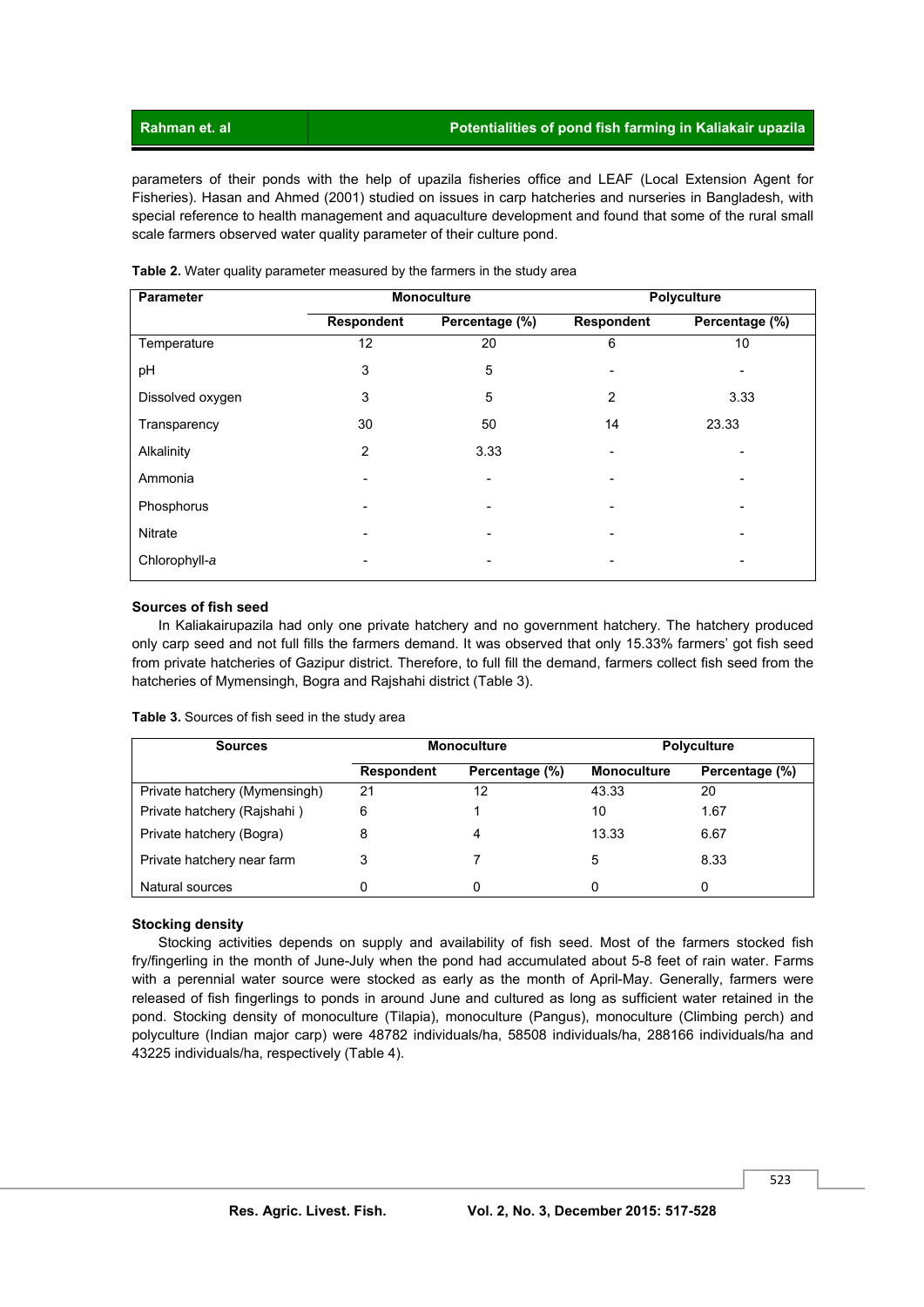parameters of their ponds with the help of upazila fisheries office and LEAF (Local Extension Agent for Fisheries). Hasan and Ahmed (2001) studied on issues in carp hatcheries and nurseries in Bangladesh, with special reference to health management and aquaculture development and found that some of the rural small scale farmers observed water quality parameter of their culture pond.

**Table 2.** Water quality parameter measured by the farmers in the study area

| Parameter | Monoculture | | Polyculture | |
|---|---|---|---|---|
| | Respondent | Percentage (%) | Respondent | Percentage (%) |
| Temperature | 12 | 20 | 6 | 10 |
| pH | 3 | 5 | - | - |
| Dissolved oxygen | 3 | 5 | 2 | 3.33 |
| Transparency | 30 | 50 | 14 | 23.33 |
| Alkalinity | 2 | 3.33 | - | - |
| Ammonia | - | - | - | - |
| Phosphorus | - | - | - | - |
| Nitrate | - | - | - | - |
| Chlorophyll-*a* | - | - | - | - |

### Sources of fish seed

In Kaliakairupazila had only one private hatchery and no government hatchery. The hatchery produced only carp seed and not full fills the farmers demand. It was observed that only 15.33% farmers' got fish seed from private hatcheries of Gazipur district. Therefore, to full fill the demand, farmers collect fish seed from the hatcheries of Mymensingh, Bogra and Rajshahi district (Table 3).

**Table 3.** Sources of fish seed in the study area

| Sources | Monoculture | | Polyculture | |
|---|---|---|---|---|
| | Respondent | Percentage (%) | Monoculture | Percentage (%) |
| Private hatchery (Mymensingh) | 21 | 12 | 43.33 | 20 |
| Private hatchery (Rajshahi ) | 6 | 1 | 10 | 1.67 |
| Private hatchery (Bogra) | 8 | 4 | 13.33 | 6.67 |
| Private hatchery near farm | 3 | 7 | 5 | 8.33 |
| Natural sources | 0 | 0 | 0 | 0 |

### Stocking density

Stocking activities depends on supply and availability of fish seed. Most of the farmers stocked fish fry/fingerling in the month of June-July when the pond had accumulated about 5-8 feet of rain water. Farms with a perennial water source were stocked as early as the month of April-May. Generally, farmers were released of fish fingerlings to ponds in around June and cultured as long as sufficient water retained in the pond. Stocking density of monoculture (Tilapia), monoculture (Pangus), monoculture (Climbing perch) and polyculture (Indian major carp) were 48782 individuals/ha, 58508 individuals/ha, 288166 individuals/ha and 43225 individuals/ha, respectively (Table 4).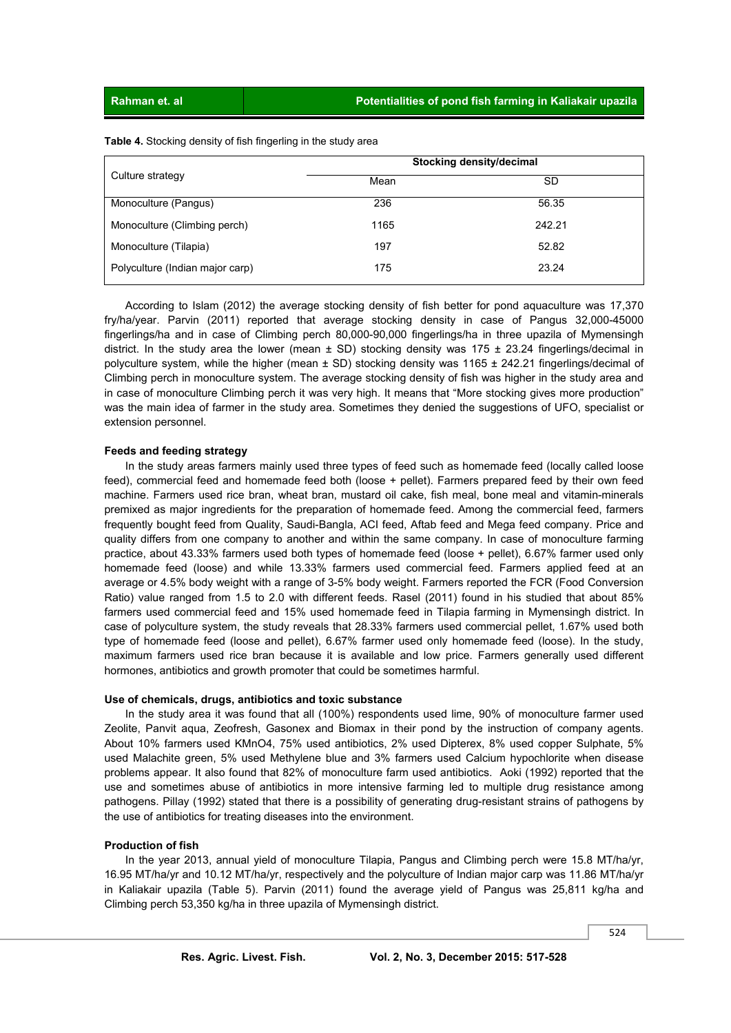**Table 4.** Stocking density of fish fingerling in the study area

| Culture strategy | Stocking density/decimal | |
|---|---|---|
| | Mean | SD |
| Monoculture (Pangus) | 236 | 56.35 |
| Monoculture (Climbing perch) | 1165 | 242.21 |
| Monoculture (Tilapia) | 197 | 52.82 |
| Polyculture (Indian major carp) | 175 | 23.24 |

According to Islam (2012) the average stocking density of fish better for pond aquaculture was 17,370 fry/ha/year. Parvin (2011) reported that average stocking density in case of Pangus 32,000-45000 fingerlings/ha and in case of Climbing perch 80,000-90,000 fingerlings/ha in three upazila of Mymensingh district. In the study area the lower (mean ± SD) stocking density was 175 ± 23.24 fingerlings/decimal in polyculture system, while the higher (mean ± SD) stocking density was 1165 ± 242.21 fingerlings/decimal of Climbing perch in monoculture system. The average stocking density of fish was higher in the study area and in case of monoculture Climbing perch it was very high. It means that "More stocking gives more production" was the main idea of farmer in the study area. Sometimes they denied the suggestions of UFO, specialist or extension personnel.

### Feeds and feeding strategy

In the study areas farmers mainly used three types of feed such as homemade feed (locally called loose feed), commercial feed and homemade feed both (loose + pellet). Farmers prepared feed by their own feed machine. Farmers used rice bran, wheat bran, mustard oil cake, fish meal, bone meal and vitamin-minerals premixed as major ingredients for the preparation of homemade feed. Among the commercial feed, farmers frequently bought feed from Quality, Saudi-Bangla, ACI feed, Aftab feed and Mega feed company. Price and quality differs from one company to another and within the same company. In case of monoculture farming practice, about 43.33% farmers used both types of homemade feed (loose + pellet), 6.67% farmer used only homemade feed (loose) and while 13.33% farmers used commercial feed. Farmers applied feed at an average or 4.5% body weight with a range of 3-5% body weight. Farmers reported the FCR (Food Conversion Ratio) value ranged from 1.5 to 2.0 with different feeds. Rasel (2011) found in his studied that about 85% farmers used commercial feed and 15% used homemade feed in Tilapia farming in Mymensingh district. In case of polyculture system, the study reveals that 28.33% farmers used commercial pellet, 1.67% used both type of homemade feed (loose and pellet), 6.67% farmer used only homemade feed (loose). In the study, maximum farmers used rice bran because it is available and low price. Farmers generally used different hormones, antibiotics and growth promoter that could be sometimes harmful.

### Use of chemicals, drugs, antibiotics and toxic substance

In the study area it was found that all (100%) respondents used lime, 90% of monoculture farmer used Zeolite, Panvit aqua, Zeofresh, Gasonex and Biomax in their pond by the instruction of company agents. About 10% farmers used $KMnO_4$, 75% used antibiotics, 2% used Dipterex, 8% used copper Sulphate, 5% used Malachite green, 5% used Methylene blue and 3% farmers used Calcium hypochlorite when disease problems appear. It also found that 82% of monoculture farm used antibiotics. Aoki (1992) reported that the use and sometimes abuse of antibiotics in more intensive farming led to multiple drug resistance among pathogens. Pillay (1992) stated that there is a possibility of generating drug-resistant strains of pathogens by the use of antibiotics for treating diseases into the environment.

### Production of fish

In the year 2013, annual yield of monoculture Tilapia, Pangus and Climbing perch were 15.8 MT/ha/yr, 16.95 MT/ha/yr and 10.12 MT/ha/yr, respectively and the polyculture of Indian major carp was 11.86 MT/ha/yr in Kaliakair upazila (Table 5). Parvin (2011) found the average yield of Pangus was 25,811 kg/ha and Climbing perch 53,350 kg/ha in three upazila of Mymensingh district.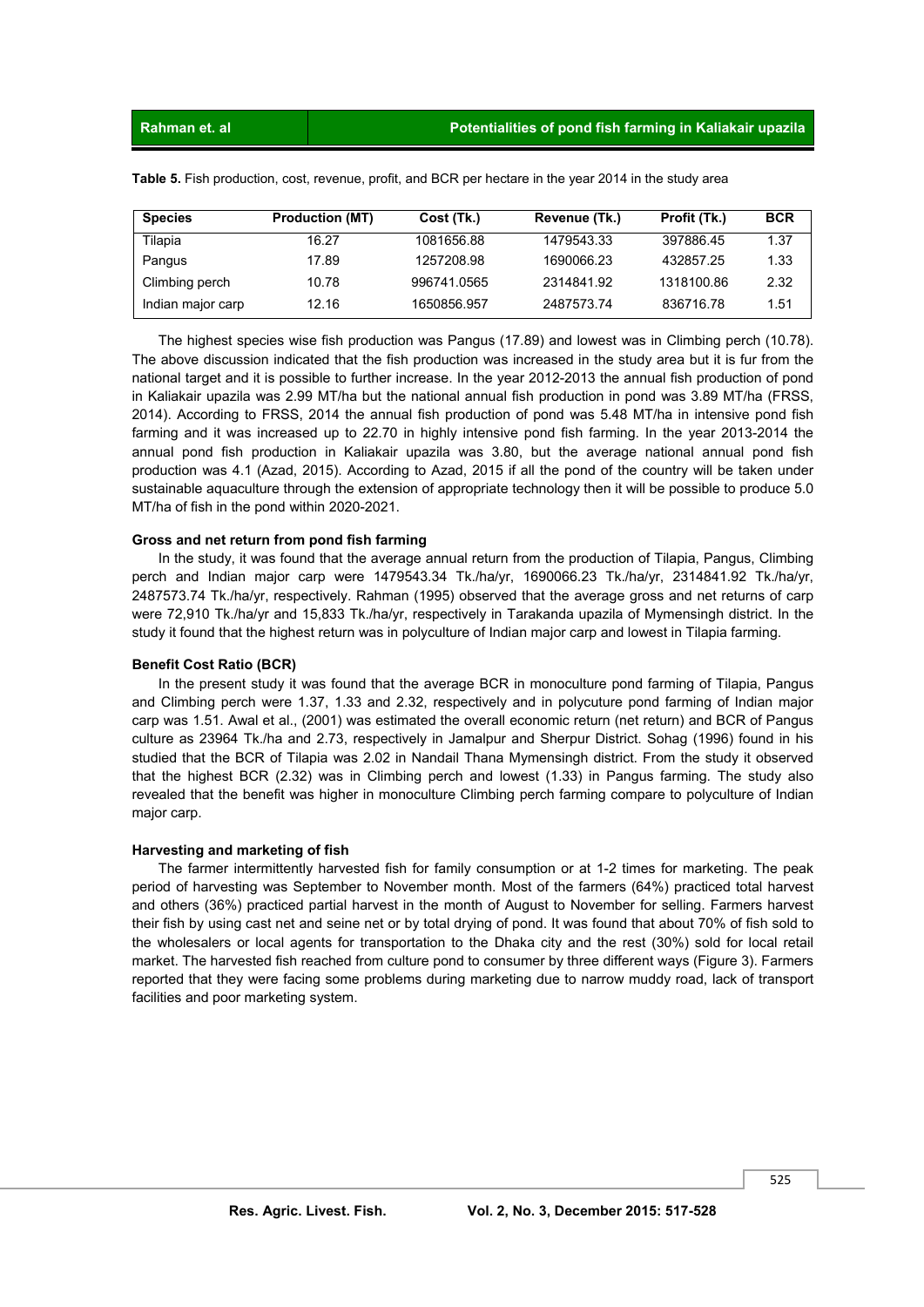**Table 5.** Fish production, cost, revenue, profit, and BCR per hectare in the year 2014 in the study area

| Species | Production (MT) | Cost (Tk.) | Revenue (Tk.) | Profit (Tk.) | BCR |
|---|---|---|---|---|---|
| Tilapia | 16.27 | 1081656.88 | 1479543.33 | 397886.45 | 1.37 |
| Pangus | 17.89 | 1257208.98 | 1690066.23 | 432857.25 | 1.33 |
| Climbing perch | 10.78 | 996741.0565 | 2314841.92 | 1318100.86 | 2.32 |
| Indian major carp | 12.16 | 1650856.957 | 2487573.74 | 836716.78 | 1.51 |

The highest species wise fish production was Pangus (17.89) and lowest was in Climbing perch (10.78). The above discussion indicated that the fish production was increased in the study area but it is fur from the national target and it is possible to further increase. In the year 2012-2013 the annual fish production of pond in Kaliakair upazila was 2.99 MT/ha but the national annual fish production in pond was 3.89 MT/ha (FRSS, 2014). According to FRSS, 2014 the annual fish production of pond was 5.48 MT/ha in intensive pond fish farming and it was increased up to 22.70 in highly intensive pond fish farming. In the year 2013-2014 the annual pond fish production in Kaliakair upazila was 3.80, but the average national annual pond fish production was 4.1 (Azad, 2015). According to Azad, 2015 if all the pond of the country will be taken under sustainable aquaculture through the extension of appropriate technology then it will be possible to produce 5.0 MT/ha of fish in the pond within 2020-2021.

**Gross and net return from pond fish farming**

In the study, it was found that the average annual return from the production of Tilapia, Pangus, Climbing perch and Indian major carp were 1479543.34 Tk./ha/yr, 1690066.23 Tk./ha/yr, 2314841.92 Tk./ha/yr, 2487573.74 Tk./ha/yr, respectively. Rahman (1995) observed that the average gross and net returns of carp were 72,910 Tk./ha/yr and 15,833 Tk./ha/yr, respectively in Tarakanda upazila of Mymensingh district. In the study it found that the highest return was in polyculture of Indian major carp and lowest in Tilapia farming.

**Benefit Cost Ratio (BCR)**

In the present study it was found that the average BCR in monoculture pond farming of Tilapia, Pangus and Climbing perch were 1.37, 1.33 and 2.32, respectively and in polycuture pond farming of Indian major carp was 1.51. Awal et al., (2001) was estimated the overall economic return (net return) and BCR of Pangus culture as 23964 Tk./ha and 2.73, respectively in Jamalpur and Sherpur District. Sohag (1996) found in his studied that the BCR of Tilapia was 2.02 in Nandail Thana Mymensingh district. From the study it observed that the highest BCR (2.32) was in Climbing perch and lowest (1.33) in Pangus farming. The study also revealed that the benefit was higher in monoculture Climbing perch farming compare to polyculture of Indian major carp.

**Harvesting and marketing of fish**

The farmer intermittently harvested fish for family consumption or at 1-2 times for marketing. The peak period of harvesting was September to November month. Most of the farmers (64%) practiced total harvest and others (36%) practiced partial harvest in the month of August to November for selling. Farmers harvest their fish by using cast net and seine net or by total drying of pond. It was found that about 70% of fish sold to the wholesalers or local agents for transportation to the Dhaka city and the rest (30%) sold for local retail market. The harvested fish reached from culture pond to consumer by three different ways (Figure 3). Farmers reported that they were facing some problems during marketing due to narrow muddy road, lack of transport facilities and poor marketing system.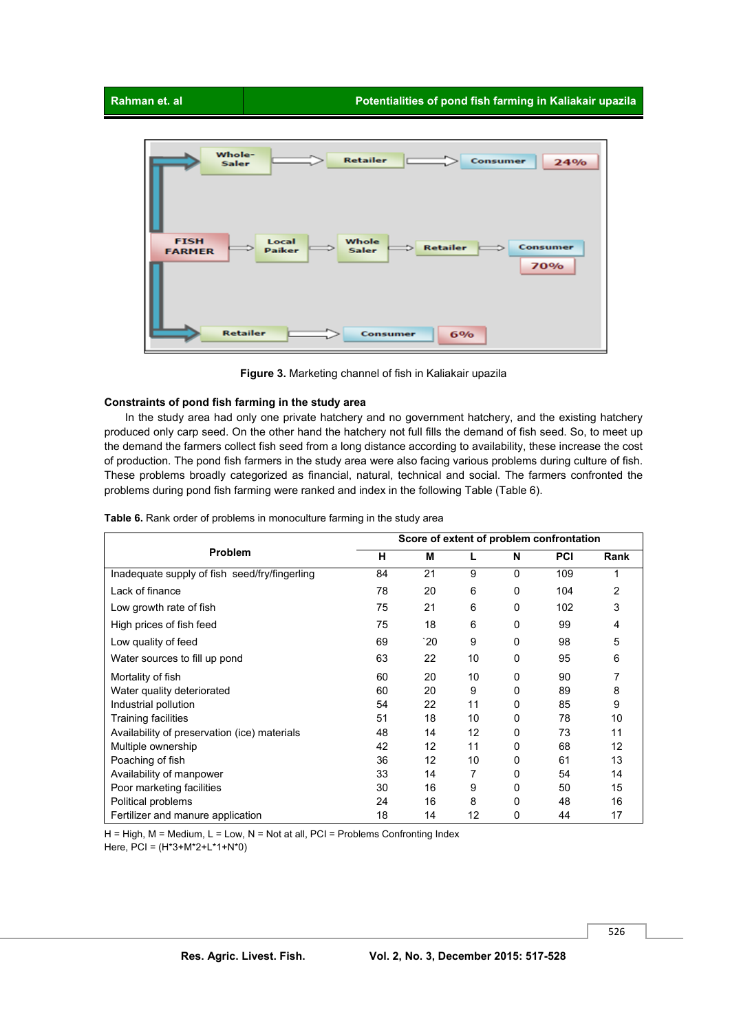**Figure 3.** Marketing channel of fish in Kaliakair upazila

### Constraints of pond fish farming in the study area

In the study area had only one private hatchery and no government hatchery, and the existing hatchery produced only carp seed. On the other hand the hatchery not full fills the demand of fish seed. So, to meet up the demand the farmers collect fish seed from a long distance according to availability, these increase the cost of production. The pond fish farmers in the study area were also facing various problems during culture of fish. These problems broadly categorized as financial, natural, technical and social. The farmers confronted the problems during pond fish farming were ranked and index in the following Table (Table 6).

**Table 6.** Rank order of problems in monoculture farming in the study area

| Problem | Score of extent of problem confrontation | | | | | |
|---|---|---|---|---|---|---|
| | H | M | L | N | PCI | Rank |
| Inadequate supply of fish seed/fry/fingerling | 84 | 21 | 9 | 0 | 109 | 1 |
| Lack of finance | 78 | 20 | 6 | 0 | 104 | 2 |
| Low growth rate of fish | 75 | 21 | 6 | 0 | 102 | 3 |
| High prices of fish feed | 75 | 18 | 6 | 0 | 99 | 4 |
| Low quality of feed | 69 | `20 | 9 | 0 | 98 | 5 |
| Water sources to fill up pond | 63 | 22 | 10 | 0 | 95 | 6 |
| Mortality of fish | 60 | 20 | 10 | 0 | 90 | 7 |
| Water quality deteriorated | 60 | 20 | 9 | 0 | 89 | 8 |
| Industrial pollution | 54 | 22 | 11 | 0 | 85 | 9 |
| Training facilities | 51 | 18 | 10 | 0 | 78 | 10 |
| Availability of preservation (ice) materials | 48 | 14 | 12 | 0 | 73 | 11 |
| Multiple ownership | 42 | 12 | 11 | 0 | 68 | 12 |
| Poaching of fish | 36 | 12 | 10 | 0 | 61 | 13 |
| Availability of manpower | 33 | 14 | 7 | 0 | 54 | 14 |
| Poor marketing facilities | 30 | 16 | 9 | 0 | 50 | 15 |
| Political problems | 24 | 16 | 8 | 0 | 48 | 16 |
| Fertilizer and manure application | 18 | 14 | 12 | 0 | 44 | 17 |

H = High, M = Medium, L = Low, N = Not at all, PCI = Problems Confronting Index
Here, PCI = (H*3+M*2+L*1+N*0)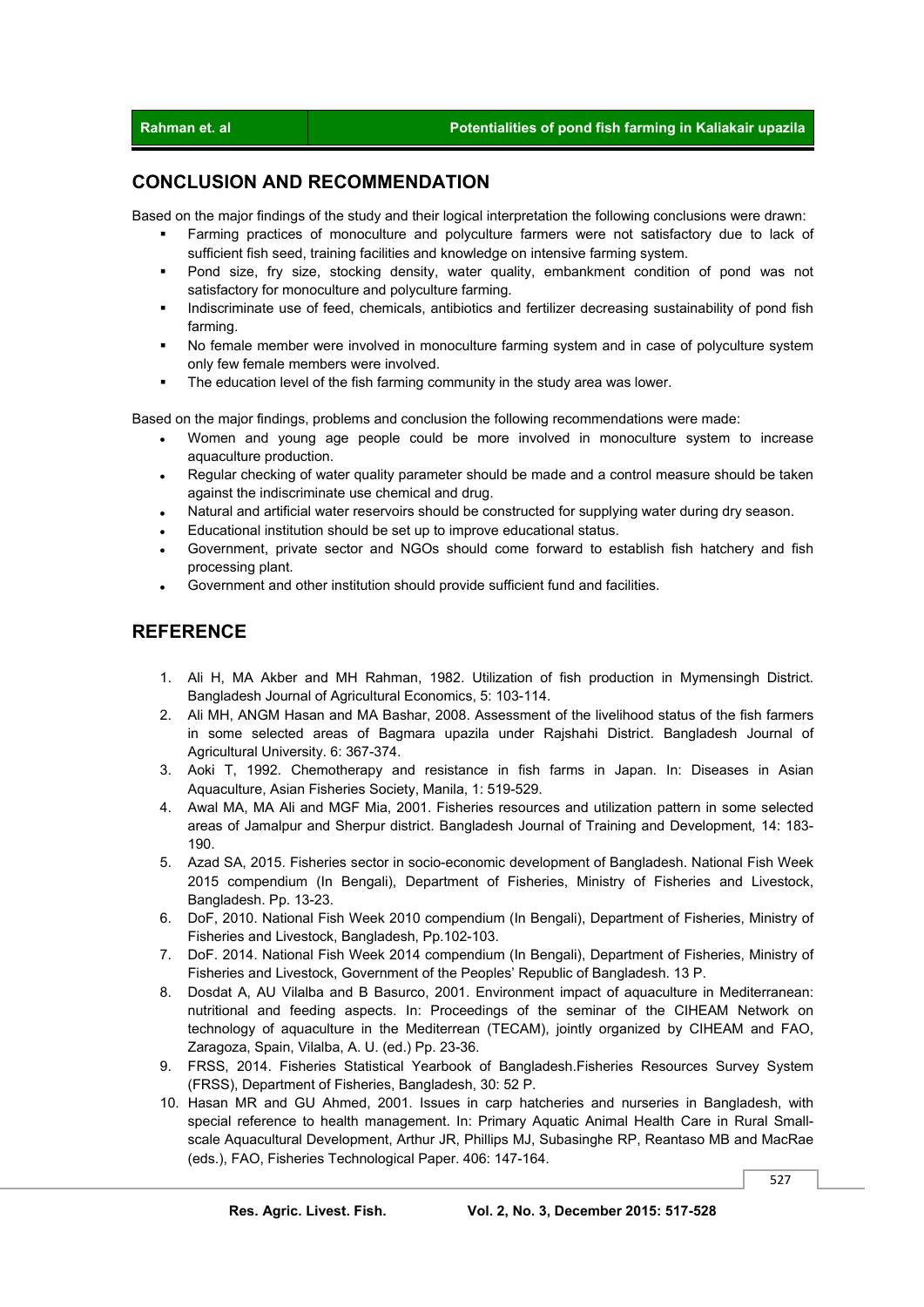## CONCLUSION AND RECOMMENDATION

Based on the major findings of the study and their logical interpretation the following conclusions were drawn:

- Farming practices of monoculture and polyculture farmers were not satisfactory due to lack of sufficient fish seed, training facilities and knowledge on intensive farming system.
- Pond size, fry size, stocking density, water quality, embankment condition of pond was not satisfactory for monoculture and polyculture farming.
- Indiscriminate use of feed, chemicals, antibiotics and fertilizer decreasing sustainability of pond fish farming.
- No female member were involved in monoculture farming system and in case of polyculture system only few female members were involved.
- The education level of the fish farming community in the study area was lower.

Based on the major findings, problems and conclusion the following recommendations were made:

- Women and young age people could be more involved in monoculture system to increase aquaculture production.
- Regular checking of water quality parameter should be made and a control measure should be taken against the indiscriminate use chemical and drug.
- Natural and artificial water reservoirs should be constructed for supplying water during dry season.
- Educational institution should be set up to improve educational status.
- Government, private sector and NGOs should come forward to establish fish hatchery and fish processing plant.
- Government and other institution should provide sufficient fund and facilities.

## REFERENCE

1. Ali H, MA Akber and MH Rahman, 1982. Utilization of fish production in Mymensingh District. Bangladesh Journal of Agricultural Economics, 5: 103-114.
2. Ali MH, ANGM Hasan and MA Bashar, 2008. Assessment of the livelihood status of the fish farmers in some selected areas of Bagmara upazila under Rajshahi District. Bangladesh Journal of Agricultural University. 6: 367-374.
3. Aoki T, 1992. Chemotherapy and resistance in fish farms in Japan. In: Diseases in Asian Aquaculture, Asian Fisheries Society, Manila, 1: 519-529.
4. Awal MA, MA Ali and MGF Mia, 2001. Fisheries resources and utilization pattern in some selected areas of Jamalpur and Sherpur district. Bangladesh Journal of Training and Development, 14: 183-190.
5. Azad SA, 2015. Fisheries sector in socio-economic development of Bangladesh. National Fish Week 2015 compendium (In Bengali), Department of Fisheries, Ministry of Fisheries and Livestock, Bangladesh. Pp. 13-23.
6. DoF, 2010. National Fish Week 2010 compendium (In Bengali), Department of Fisheries, Ministry of Fisheries and Livestock, Bangladesh, Pp.102-103.
7. DoF. 2014. National Fish Week 2014 compendium (In Bengali), Department of Fisheries, Ministry of Fisheries and Livestock, Government of the Peoples' Republic of Bangladesh. 13 P.
8. Dosdat A, AU Vilalba and B Basurco, 2001. Environment impact of aquaculture in Mediterranean: nutritional and feeding aspects. In: Proceedings of the seminar of the CIHEAM Network on technology of aquaculture in the Mediterrean (TECAM), jointly organized by CIHEAM and FAO, Zaragoza, Spain, Vilalba, A. U. (ed.) Pp. 23-36.
9. FRSS, 2014. Fisheries Statistical Yearbook of Bangladesh.Fisheries Resources Survey System (FRSS), Department of Fisheries, Bangladesh, 30: 52 P.
10. Hasan MR and GU Ahmed, 2001. Issues in carp hatcheries and nurseries in Bangladesh, with special reference to health management. In: Primary Aquatic Animal Health Care in Rural Small-scale Aquacultural Development, Arthur JR, Phillips MJ, Subasinghe RP, Reantaso MB and MacRae (eds.), FAO, Fisheries Technological Paper. 406: 147-164.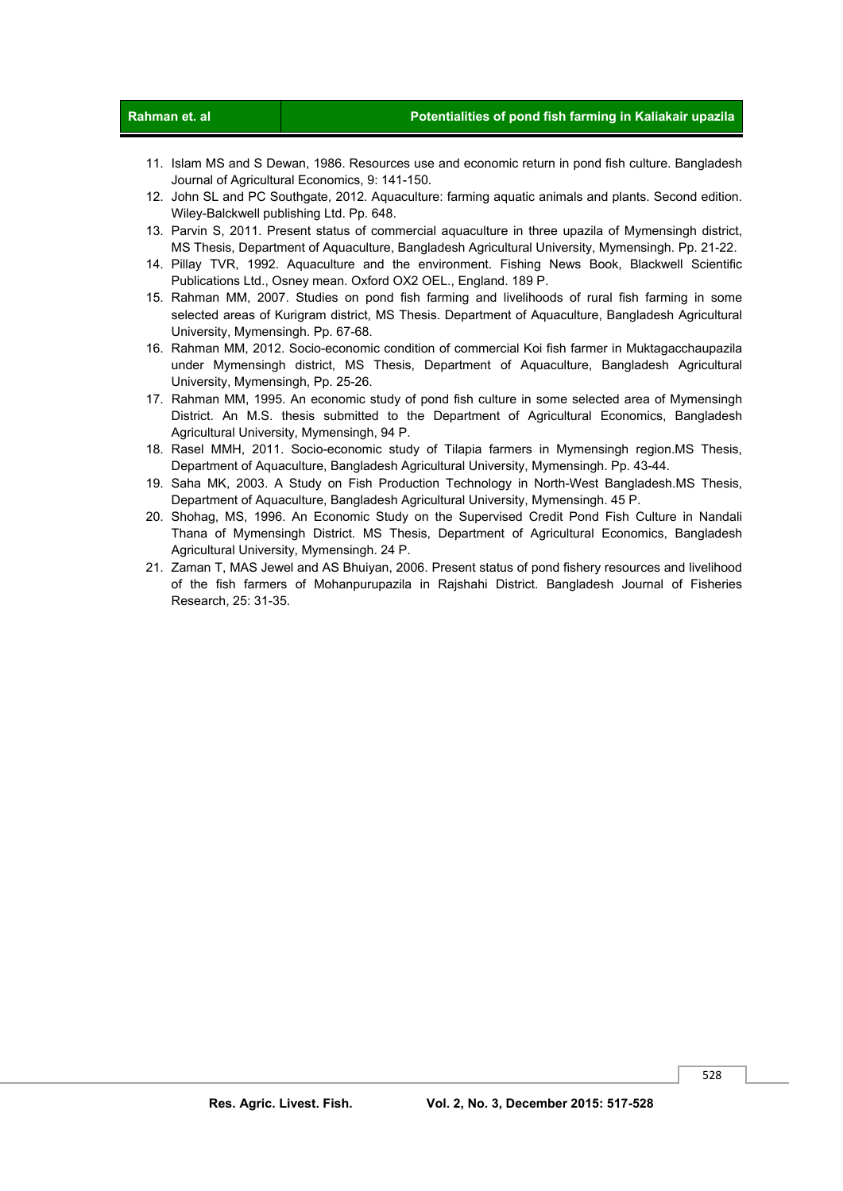11. Islam MS and S Dewan, 1986. Resources use and economic return in pond fish culture. Bangladesh Journal of Agricultural Economics, 9: 141-150.
12. John SL and PC Southgate, 2012. Aquaculture: farming aquatic animals and plants. Second edition. Wiley-Balckwell publishing Ltd. Pp. 648.
13. Parvin S, 2011. Present status of commercial aquaculture in three upazila of Mymensingh district, MS Thesis, Department of Aquaculture, Bangladesh Agricultural University, Mymensingh. Pp. 21-22.
14. Pillay TVR, 1992. Aquaculture and the environment. Fishing News Book, Blackwell Scientific Publications Ltd., Osney mean. Oxford OX2 OEL., England. 189 P.
15. Rahman MM, 2007. Studies on pond fish farming and livelihoods of rural fish farming in some selected areas of Kurigram district, MS Thesis. Department of Aquaculture, Bangladesh Agricultural University, Mymensingh. Pp. 67-68.
16. Rahman MM, 2012. Socio-economic condition of commercial Koi fish farmer in Muktagacchaupazila under Mymensingh district, MS Thesis, Department of Aquaculture, Bangladesh Agricultural University, Mymensingh, Pp. 25-26.
17. Rahman MM, 1995. An economic study of pond fish culture in some selected area of Mymensingh District. An M.S. thesis submitted to the Department of Agricultural Economics, Bangladesh Agricultural University, Mymensingh, 94 P.
18. Rasel MMH, 2011. Socio-economic study of Tilapia farmers in Mymensingh region.MS Thesis, Department of Aquaculture, Bangladesh Agricultural University, Mymensingh. Pp. 43-44.
19. Saha MK, 2003. A Study on Fish Production Technology in North-West Bangladesh.MS Thesis, Department of Aquaculture, Bangladesh Agricultural University, Mymensingh. 45 P.
20. Shohag, MS, 1996. An Economic Study on the Supervised Credit Pond Fish Culture in Nandali Thana of Mymensingh District. MS Thesis, Department of Agricultural Economics, Bangladesh Agricultural University, Mymensingh. 24 P.
21. Zaman T, MAS Jewel and AS Bhuiyan, 2006. Present status of pond fishery resources and livelihood of the fish farmers of Mohanpurupazila in Rajshahi District. Bangladesh Journal of Fisheries Research, 25: 31-35.